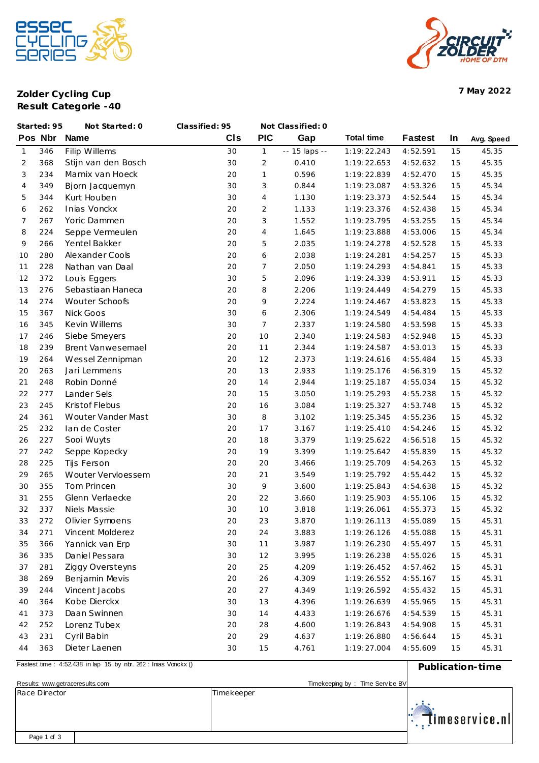**Zolder Cycling Cup**
**Result Categorie -40**

**7 May 2022**

Started: 95 | Not Started: 0 | Classified: 95 | Not Classified: 0

| Pos | Nbr | Name | Cls | PIC | Gap | Total time | Fastest | In | Avg. Speed |
|---|---|---|---|---|---|---|---|---|---|
| 1 | 346 | Filip Willems | 30 | 1 | -- 15 laps -- | 1:19:22.243 | 4:52.591 | 15 | 45.35 |
| 2 | 368 | Stijn van den Bosch | 30 | 2 | 0.410 | 1:19:22.653 | 4:52.632 | 15 | 45.35 |
| 3 | 234 | Marnix van Hoeck | 20 | 1 | 0.596 | 1:19:22.839 | 4:52.470 | 15 | 45.35 |
| 4 | 349 | Bjorn Jacquemyn | 30 | 3 | 0.844 | 1:19:23.087 | 4:53.326 | 15 | 45.34 |
| 5 | 344 | Kurt Houben | 30 | 4 | 1.130 | 1:19:23.373 | 4:52.544 | 15 | 45.34 |
| 6 | 262 | Inias Vonckx | 20 | 2 | 1.133 | 1:19:23.376 | 4:52.438 | 15 | 45.34 |
| 7 | 267 | Yoric Dammen | 20 | 3 | 1.552 | 1:19:23.795 | 4:53.255 | 15 | 45.34 |
| 8 | 224 | Seppe Vermeulen | 20 | 4 | 1.645 | 1:19:23.888 | 4:53.006 | 15 | 45.34 |
| 9 | 266 | Yentel Bakker | 20 | 5 | 2.035 | 1:19:24.278 | 4:52.528 | 15 | 45.33 |
| 10 | 280 | Alexander Cools | 20 | 6 | 2.038 | 1:19:24.281 | 4:54.257 | 15 | 45.33 |
| 11 | 228 | Nathan van Daal | 20 | 7 | 2.050 | 1:19:24.293 | 4:54.841 | 15 | 45.33 |
| 12 | 372 | Louis Eggers | 30 | 5 | 2.096 | 1:19:24.339 | 4:53.911 | 15 | 45.33 |
| 13 | 276 | Sebastiaan Haneca | 20 | 8 | 2.206 | 1:19:24.449 | 4:54.279 | 15 | 45.33 |
| 14 | 274 | Wouter Schoofs | 20 | 9 | 2.224 | 1:19:24.467 | 4:53.823 | 15 | 45.33 |
| 15 | 367 | Nick Goos | 30 | 6 | 2.306 | 1:19:24.549 | 4:54.484 | 15 | 45.33 |
| 16 | 345 | Kevin Willems | 30 | 7 | 2.337 | 1:19:24.580 | 4:53.598 | 15 | 45.33 |
| 17 | 246 | Siebe Smeyers | 20 | 10 | 2.340 | 1:19:24.583 | 4:52.948 | 15 | 45.33 |
| 18 | 239 | Brent Vanwesemael | 20 | 11 | 2.344 | 1:19:24.587 | 4:53.013 | 15 | 45.33 |
| 19 | 264 | Wessel Zennipman | 20 | 12 | 2.373 | 1:19:24.616 | 4:55.484 | 15 | 45.33 |
| 20 | 263 | Jari Lemmens | 20 | 13 | 2.933 | 1:19:25.176 | 4:56.319 | 15 | 45.32 |
| 21 | 248 | Robin Donné | 20 | 14 | 2.944 | 1:19:25.187 | 4:55.034 | 15 | 45.32 |
| 22 | 277 | Lander Sels | 20 | 15 | 3.050 | 1:19:25.293 | 4:55.238 | 15 | 45.32 |
| 23 | 245 | Kristof Flebus | 20 | 16 | 3.084 | 1:19:25.327 | 4:53.748 | 15 | 45.32 |
| 24 | 361 | Wouter Vander Mast | 30 | 8 | 3.102 | 1:19:25.345 | 4:55.236 | 15 | 45.32 |
| 25 | 232 | Ian de Coster | 20 | 17 | 3.167 | 1:19:25.410 | 4:54.246 | 15 | 45.32 |
| 26 | 227 | Sooi Wuyts | 20 | 18 | 3.379 | 1:19:25.622 | 4:56.518 | 15 | 45.32 |
| 27 | 242 | Seppe Kopecky | 20 | 19 | 3.399 | 1:19:25.642 | 4:55.839 | 15 | 45.32 |
| 28 | 225 | Tijs Ferson | 20 | 20 | 3.466 | 1:19:25.709 | 4:54.263 | 15 | 45.32 |
| 29 | 265 | Wouter Vervloessem | 20 | 21 | 3.549 | 1:19:25.792 | 4:55.442 | 15 | 45.32 |
| 30 | 355 | Tom Princen | 30 | 9 | 3.600 | 1:19:25.843 | 4:54.638 | 15 | 45.32 |
| 31 | 255 | Glenn Verlaecke | 20 | 22 | 3.660 | 1:19:25.903 | 4:55.106 | 15 | 45.32 |
| 32 | 337 | Niels Massie | 30 | 10 | 3.818 | 1:19:26.061 | 4:55.373 | 15 | 45.32 |
| 33 | 272 | Olivier Symoens | 20 | 23 | 3.870 | 1:19:26.113 | 4:55.089 | 15 | 45.31 |
| 34 | 271 | Vincent Molderez | 20 | 24 | 3.883 | 1:19:26.126 | 4:55.088 | 15 | 45.31 |
| 35 | 366 | Yannick van Erp | 30 | 11 | 3.987 | 1:19:26.230 | 4:55.497 | 15 | 45.31 |
| 36 | 335 | Daniel Pessara | 30 | 12 | 3.995 | 1:19:26.238 | 4:55.026 | 15 | 45.31 |
| 37 | 281 | Ziggy Oversteyns | 20 | 25 | 4.209 | 1:19:26.452 | 4:57.462 | 15 | 45.31 |
| 38 | 269 | Benjamin Mevis | 20 | 26 | 4.309 | 1:19:26.552 | 4:55.167 | 15 | 45.31 |
| 39 | 244 | Vincent Jacobs | 20 | 27 | 4.349 | 1:19:26.592 | 4:55.432 | 15 | 45.31 |
| 40 | 364 | Kobe Dierckx | 30 | 13 | 4.396 | 1:19:26.639 | 4:55.965 | 15 | 45.31 |
| 41 | 373 | Daan Swinnen | 30 | 14 | 4.433 | 1:19:26.676 | 4:54.539 | 15 | 45.31 |
| 42 | 252 | Lorenz Tubex | 20 | 28 | 4.600 | 1:19:26.843 | 4:54.908 | 15 | 45.31 |
| 43 | 231 | Cyril Babin | 20 | 29 | 4.637 | 1:19:26.880 | 4:56.644 | 15 | 45.31 |
| 44 | 363 | Dieter Laenen | 30 | 15 | 4.761 | 1:19:27.004 | 4:55.609 | 15 | 45.31 |

Fastest time : 4:52.438 in lap 15 by nbr. 262 : Inias Vonckx ()

**Publication-time**

Results: www.getraceresults.com

Timekeeping by : Time Service BV

| Race Director | Timekeeper |
|---|---|
| | |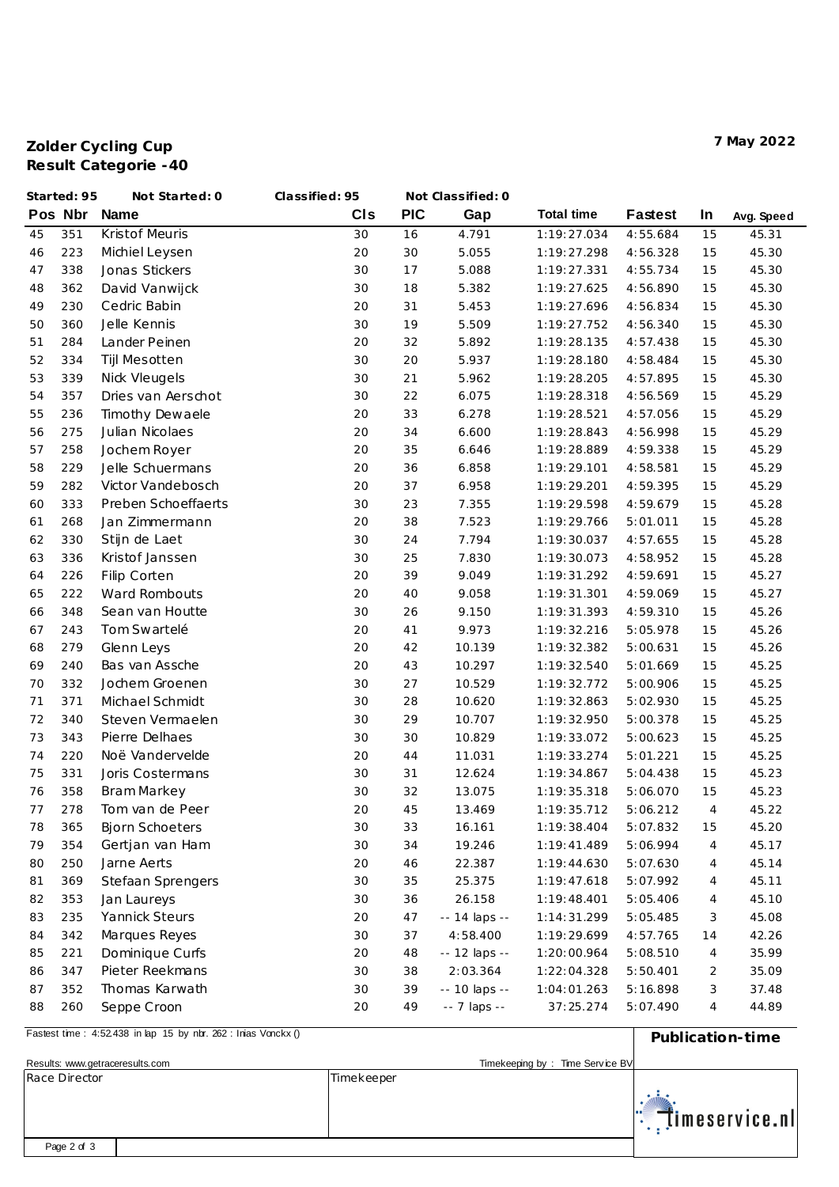**Zolder Cycling Cup**
**Result Categorie -40**

**7 May 2022**

Started: 95 | Not Started: 0 | Classified: 95 | Not Classified: 0

| Pos | Nbr | Name | Cls | PIC | Gap | Total time | Fastest | In | Avg. Speed |
|---|---|---|---|---|---|---|---|---|---|
| 45 | 351 | Kristof Meuris | 30 | 16 | 4.791 | 1:19:27.034 | 4:55.684 | 15 | 45.31 |
| 46 | 223 | Michiel Leysen | 20 | 30 | 5.055 | 1:19:27.298 | 4:56.328 | 15 | 45.30 |
| 47 | 338 | Jonas Stickers | 30 | 17 | 5.088 | 1:19:27.331 | 4:55.734 | 15 | 45.30 |
| 48 | 362 | David Vanwijck | 30 | 18 | 5.382 | 1:19:27.625 | 4:56.890 | 15 | 45.30 |
| 49 | 230 | Cedric Babin | 20 | 31 | 5.453 | 1:19:27.696 | 4:56.834 | 15 | 45.30 |
| 50 | 360 | Jelle Kennis | 30 | 19 | 5.509 | 1:19:27.752 | 4:56.340 | 15 | 45.30 |
| 51 | 284 | Lander Peinen | 20 | 32 | 5.892 | 1:19:28.135 | 4:57.438 | 15 | 45.30 |
| 52 | 334 | Tijl Mesotten | 30 | 20 | 5.937 | 1:19:28.180 | 4:58.484 | 15 | 45.30 |
| 53 | 339 | Nick Vleugels | 30 | 21 | 5.962 | 1:19:28.205 | 4:57.895 | 15 | 45.30 |
| 54 | 357 | Dries van Aerschot | 30 | 22 | 6.075 | 1:19:28.318 | 4:56.569 | 15 | 45.29 |
| 55 | 236 | Timothy Dewaele | 20 | 33 | 6.278 | 1:19:28.521 | 4:57.056 | 15 | 45.29 |
| 56 | 275 | Julian Nicolaes | 20 | 34 | 6.600 | 1:19:28.843 | 4:56.998 | 15 | 45.29 |
| 57 | 258 | Jochem Royer | 20 | 35 | 6.646 | 1:19:28.889 | 4:59.338 | 15 | 45.29 |
| 58 | 229 | Jelle Schuermans | 20 | 36 | 6.858 | 1:19:29.101 | 4:58.581 | 15 | 45.29 |
| 59 | 282 | Victor Vandebosch | 20 | 37 | 6.958 | 1:19:29.201 | 4:59.395 | 15 | 45.29 |
| 60 | 333 | Preben Schoeffaerts | 30 | 23 | 7.355 | 1:19:29.598 | 4:59.679 | 15 | 45.28 |
| 61 | 268 | Jan Zimmermann | 20 | 38 | 7.523 | 1:19:29.766 | 5:01.011 | 15 | 45.28 |
| 62 | 330 | Stijn de Laet | 30 | 24 | 7.794 | 1:19:30.037 | 4:57.655 | 15 | 45.28 |
| 63 | 336 | Kristof Janssen | 30 | 25 | 7.830 | 1:19:30.073 | 4:58.952 | 15 | 45.28 |
| 64 | 226 | Filip Corten | 20 | 39 | 9.049 | 1:19:31.292 | 4:59.691 | 15 | 45.27 |
| 65 | 222 | Ward Rombouts | 20 | 40 | 9.058 | 1:19:31.301 | 4:59.069 | 15 | 45.27 |
| 66 | 348 | Sean van Houtte | 30 | 26 | 9.150 | 1:19:31.393 | 4:59.310 | 15 | 45.26 |
| 67 | 243 | Tom Swartelé | 20 | 41 | 9.973 | 1:19:32.216 | 5:05.978 | 15 | 45.26 |
| 68 | 279 | Glenn Leys | 20 | 42 | 10.139 | 1:19:32.382 | 5:00.631 | 15 | 45.26 |
| 69 | 240 | Bas van Assche | 20 | 43 | 10.297 | 1:19:32.540 | 5:01.669 | 15 | 45.25 |
| 70 | 332 | Jochem Groenen | 30 | 27 | 10.529 | 1:19:32.772 | 5:00.906 | 15 | 45.25 |
| 71 | 371 | Michael Schmidt | 30 | 28 | 10.620 | 1:19:32.863 | 5:02.930 | 15 | 45.25 |
| 72 | 340 | Steven Vermaelen | 30 | 29 | 10.707 | 1:19:32.950 | 5:00.378 | 15 | 45.25 |
| 73 | 343 | Pierre Delhaes | 30 | 30 | 10.829 | 1:19:33.072 | 5:00.623 | 15 | 45.25 |
| 74 | 220 | Noë Vandervelde | 20 | 44 | 11.031 | 1:19:33.274 | 5:01.221 | 15 | 45.25 |
| 75 | 331 | Joris Costermans | 30 | 31 | 12.624 | 1:19:34.867 | 5:04.438 | 15 | 45.23 |
| 76 | 358 | Bram Markey | 30 | 32 | 13.075 | 1:19:35.318 | 5:06.070 | 15 | 45.23 |
| 77 | 278 | Tom van de Peer | 20 | 45 | 13.469 | 1:19:35.712 | 5:06.212 | 4 | 45.22 |
| 78 | 365 | Bjorn Schoeters | 30 | 33 | 16.161 | 1:19:38.404 | 5:07.832 | 15 | 45.20 |
| 79 | 354 | Gertjan van Ham | 30 | 34 | 19.246 | 1:19:41.489 | 5:06.994 | 4 | 45.17 |
| 80 | 250 | Jarne Aerts | 20 | 46 | 22.387 | 1:19:44.630 | 5:07.630 | 4 | 45.14 |
| 81 | 369 | Stefaan Sprengers | 30 | 35 | 25.375 | 1:19:47.618 | 5:07.992 | 4 | 45.11 |
| 82 | 353 | Jan Laureys | 30 | 36 | 26.158 | 1:19:48.401 | 5:05.406 | 4 | 45.10 |
| 83 | 235 | Yannick Steurs | 20 | 47 | -- 14 laps -- | 1:14:31.299 | 5:05.485 | 3 | 45.08 |
| 84 | 342 | Marques Reyes | 30 | 37 | 4:58.400 | 1:19:29.699 | 4:57.765 | 14 | 42.26 |
| 85 | 221 | Dominique Curfs | 20 | 48 | -- 12 laps -- | 1:20:00.964 | 5:08.510 | 4 | 35.99 |
| 86 | 347 | Pieter Reekmans | 30 | 38 | 2:03.364 | 1:22:04.328 | 5:50.401 | 2 | 35.09 |
| 87 | 352 | Thomas Karwath | 30 | 39 | -- 10 laps -- | 1:04:01.263 | 5:16.898 | 3 | 37.48 |
| 88 | 260 | Seppe Croon | 20 | 49 | -- 7 laps -- | 37:25.274 | 5:07.490 | 4 | 44.89 |

Fastest time : 4:52.438 in lap 15 by nbr. 262 : Inias Vonckx ()

**Publication-time**

Results: www.getraceresults.com

Timekeeping by : Time Service BV

| Race Director | Timekeeper |
|---|---|
| | |

timeservice.nl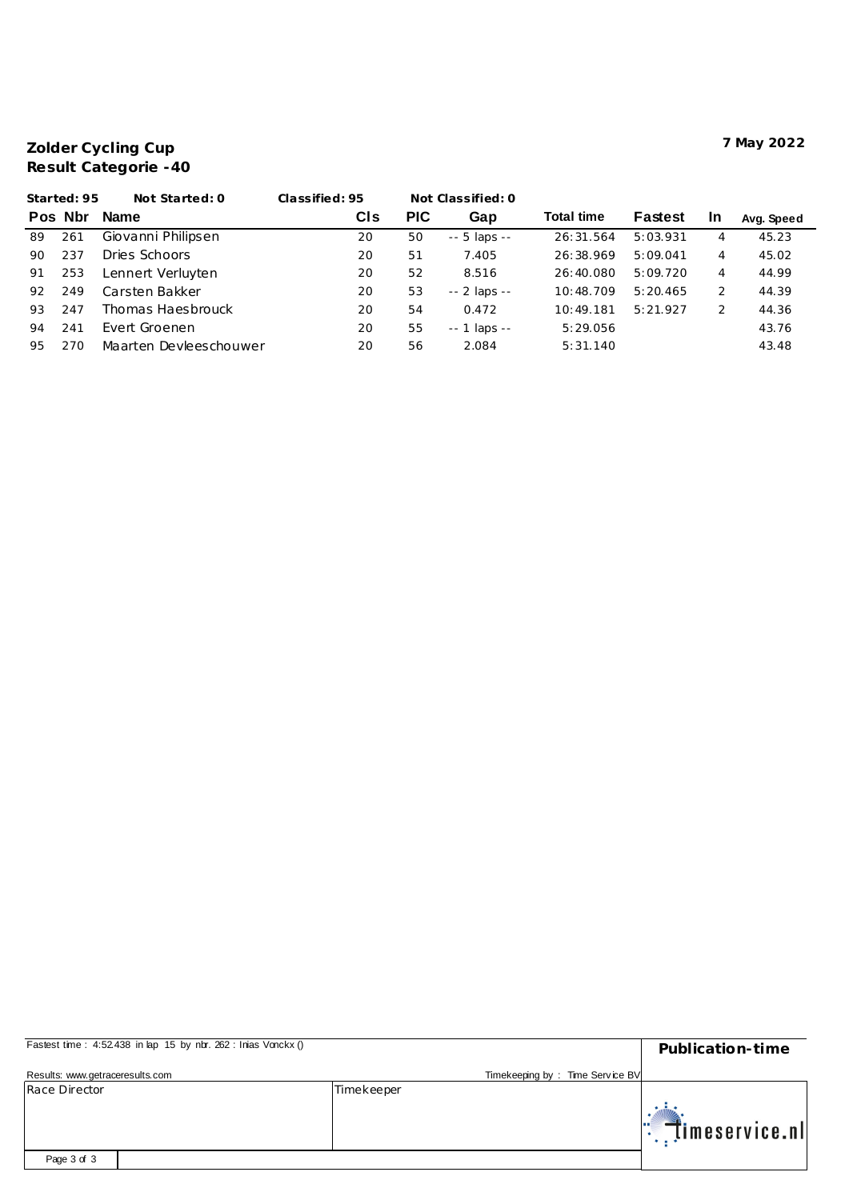**Zolder Cycling Cup**
**Result Categorie -40**

7 May 2022

**Started: 95** **Not Started: 0** **Classified: 95** **Not Classified: 0**

| Pos | Nbr | Name | Cls | PIC | Gap | Total time | Fastest | In | Avg. Speed |
|---|---|---|---|---|---|---|---|---|---|
| 89 | 261 | Giovanni Philipsen | 20 | 50 | -- 5 laps -- | 26:31.564 | 5:03.931 | 4 | 45.23 |
| 90 | 237 | Dries Schoors | 20 | 51 | 7.405 | 26:38.969 | 5:09.041 | 4 | 45.02 |
| 91 | 253 | Lennert Verluyten | 20 | 52 | 8.516 | 26:40.080 | 5:09.720 | 4 | 44.99 |
| 92 | 249 | Carsten Bakker | 20 | 53 | -- 2 laps -- | 10:48.709 | 5:20.465 | 2 | 44.39 |
| 93 | 247 | Thomas Haesbrouck | 20 | 54 | 0.472 | 10:49.181 | 5:21.927 | 2 | 44.36 |
| 94 | 241 | Evert Groenen | 20 | 55 | -- 1 laps -- | 5:29.056 | | | 43.76 |
| 95 | 270 | Maarten Devleeschouwer | 20 | 56 | 2.084 | 5:31.140 | | | 43.48 |

Fastest time : 4:52.438 in lap 15 by nbr. 262 : Inias Vonckx ()

**Publication-time**

Results: www.getraceresults.com

Timekeeping by : Time Service BV

Race Director

Timekeeper

timeservice.nl